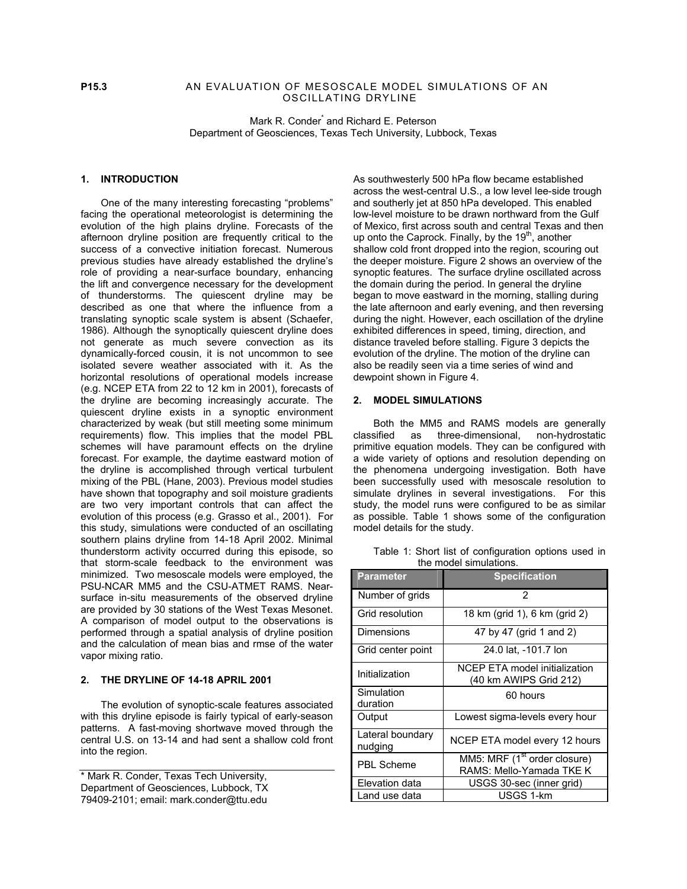**P15.3**

# AN EVALUATION OF MESOSCALE MODEL SIMULATIONS OF AN OSCILLATING DRYLINE

Mark R. Conder* and Richard E. Peterson
Department of Geosciences, Texas Tech University, Lubbock, Texas

## 1. INTRODUCTION

One of the many interesting forecasting "problems" facing the operational meteorologist is determining the evolution of the high plains dryline. Forecasts of the afternoon dryline position are frequently critical to the success of a convective initiation forecast. Numerous previous studies have already established the dryline's role of providing a near-surface boundary, enhancing the lift and convergence necessary for the development of thunderstorms. The quiescent dryline may be described as one that where the influence from a translating synoptic scale system is absent (Schaefer, 1986). Although the synoptically quiescent dryline does not generate as much severe convection as its dynamically-forced cousin, it is not uncommon to see isolated severe weather associated with it. As the horizontal resolutions of operational models increase (e.g. NCEP ETA from 22 to 12 km in 2001), forecasts of the dryline are becoming increasingly accurate. The quiescent dryline exists in a synoptic environment characterized by weak (but still meeting some minimum requirements) flow. This implies that the model PBL schemes will have paramount effects on the dryline forecast. For example, the daytime eastward motion of the dryline is accomplished through vertical turbulent mixing of the PBL (Hane, 2003). Previous model studies have shown that topography and soil moisture gradients are two very important controls that can affect the evolution of this process (e.g. Grasso et al., 2001). For this study, simulations were conducted of an oscillating southern plains dryline from 14-18 April 2002. Minimal thunderstorm activity occurred during this episode, so that storm-scale feedback to the environment was minimized. Two mesoscale models were employed, the PSU-NCAR MM5 and the CSU-ATMET RAMS. Near-surface in-situ measurements of the observed dryline are provided by 30 stations of the West Texas Mesonet. A comparison of model output to the observations is performed through a spatial analysis of dryline position and the calculation of mean bias and rmse of the water vapor mixing ratio.

## 2. THE DRYLINE OF 14-18 APRIL 2001

The evolution of synoptic-scale features associated with this dryline episode is fairly typical of early-season patterns. A fast-moving shortwave moved through the central U.S. on 13-14 and had sent a shallow cold front into the region.

\* Mark R. Conder, Texas Tech University, Department of Geosciences, Lubbock, TX 79409-2101; email: mark.conder@ttu.edu

As southwesterly 500 hPa flow became established across the west-central U.S., a low level lee-side trough and southerly jet at 850 hPa developed. This enabled low-level moisture to be drawn northward from the Gulf of Mexico, first across south and central Texas and then up onto the Caprock. Finally, by the 19th, another shallow cold front dropped into the region, scouring out the deeper moisture. Figure 2 shows an overview of the synoptic features. The surface dryline oscillated across the domain during the period. In general the dryline began to move eastward in the morning, stalling during the late afternoon and early evening, and then reversing during the night. However, each oscillation of the dryline exhibited differences in speed, timing, direction, and distance traveled before stalling. Figure 3 depicts the evolution of the dryline. The motion of the dryline can also be readily seen via a time series of wind and dewpoint shown in Figure 4.

## 2. MODEL SIMULATIONS

Both the MM5 and RAMS models are generally classified as three-dimensional, non-hydrostatic primitive equation models. They can be configured with a wide variety of options and resolution depending on the phenomena undergoing investigation. Both have been successfully used with mesoscale resolution to simulate drylines in several investigations. For this study, the model runs were configured to be as similar as possible. Table 1 shows some of the configuration model details for the study.

Table 1: Short list of configuration options used in the model simulations.

| Parameter | Specification |
|---|---|
| Number of grids | 2 |
| Grid resolution | 18 km (grid 1), 6 km (grid 2) |
| Dimensions | 47 by 47 (grid 1 and 2) |
| Grid center point | 24.0 lat, -101.7 lon |
| Initialization | NCEP ETA model initialization (40 km AWIPS Grid 212) |
| Simulation duration | 60 hours |
| Output | Lowest sigma-levels every hour |
| Lateral boundary nudging | NCEP ETA model every 12 hours |
| PBL Scheme | MM5: MRF (1st order closure) RAMS: Mello-Yamada TKE K |
| Elevation data | USGS 30-sec (inner grid) |
| Land use data | USGS 1-km |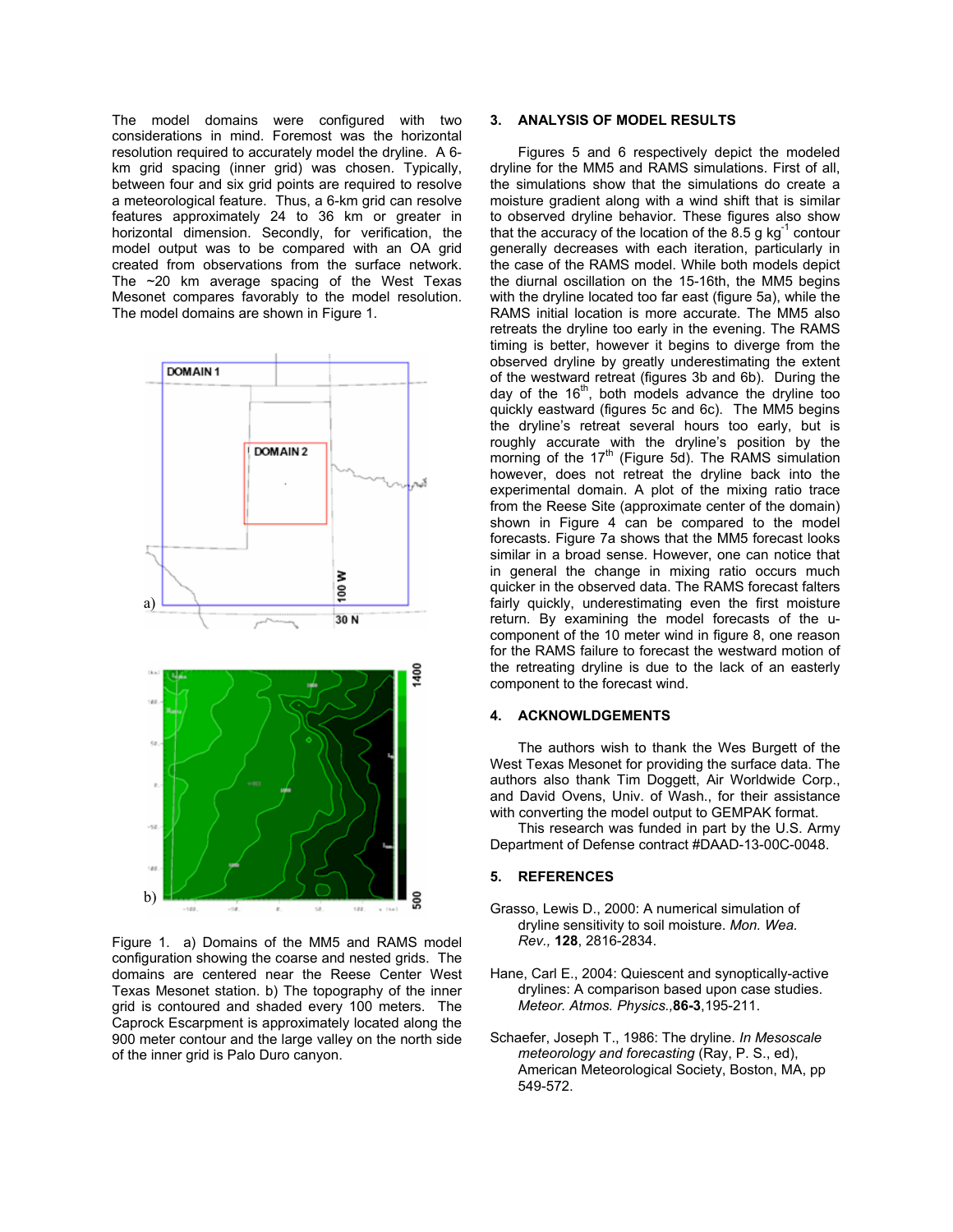The model domains were configured with two considerations in mind. Foremost was the horizontal resolution required to accurately model the dryline. A 6-km grid spacing (inner grid) was chosen. Typically, between four and six grid points are required to resolve a meteorological feature. Thus, a 6-km grid can resolve features approximately 24 to 36 km or greater in horizontal dimension. Secondly, for verification, the model output was to be compared with an OA grid created from observations from the surface network. The ~20 km average spacing of the West Texas Mesonet compares favorably to the model resolution. The model domains are shown in Figure 1.

Figure 1. a) Domains of the MM5 and RAMS model configuration showing the coarse and nested grids. The domains are centered near the Reese Center West Texas Mesonet station. b) The topography of the inner grid is contoured and shaded every 100 meters. The Caprock Escarpment is approximately located along the 900 meter contour and the large valley on the north side of the inner grid is Palo Duro canyon.

## 3. ANALYSIS OF MODEL RESULTS

Figures 5 and 6 respectively depict the modeled dryline for the MM5 and RAMS simulations. First of all, the simulations show that the simulations do create a moisture gradient along with a wind shift that is similar to observed dryline behavior. These figures also show that the accuracy of the location of the 8.5 g kg$^{-1}$ contour generally decreases with each iteration, particularly in the case of the RAMS model. While both models depict the diurnal oscillation on the 15-16th, the MM5 begins with the dryline located too far east (figure 5a), while the RAMS initial location is more accurate. The MM5 also retreats the dryline too early in the evening. The RAMS timing is better, however it begins to diverge from the observed dryline by greatly underestimating the extent of the westward retreat (figures 3b and 6b). During the day of the 16$^{th}$, both models advance the dryline too quickly eastward (figures 5c and 6c). The MM5 begins the dryline's retreat several hours too early, but is roughly accurate with the dryline's position by the morning of the 17$^{th}$ (Figure 5d). The RAMS simulation however, does not retreat the dryline back into the experimental domain. A plot of the mixing ratio trace from the Reese Site (approximate center of the domain) shown in Figure 4 can be compared to the model forecasts. Figure 7a shows that the MM5 forecast looks similar in a broad sense. However, one can notice that in general the change in mixing ratio occurs much quicker in the observed data. The RAMS forecast falters fairly quickly, underestimating even the first moisture return. By examining the model forecasts of the u-component of the 10 meter wind in figure 8, one reason for the RAMS failure to forecast the westward motion of the retreating dryline is due to the lack of an easterly component to the forecast wind.

## 4. ACKNOWLEDGEMENTS

The authors wish to thank the Wes Burgett of the West Texas Mesonet for providing the surface data. The authors also thank Tim Doggett, Air Worldwide Corp., and David Ovens, Univ. of Wash., for their assistance with converting the model output to GEMPAK format.

This research was funded in part by the U.S. Army Department of Defense contract #DAAD-13-00C-0048.

## 5. REFERENCES

Grasso, Lewis D., 2000: A numerical simulation of dryline sensitivity to soil moisture. *Mon. Wea. Rev.*, **128**, 2816-2834.

Hane, Carl E., 2004: Quiescent and synoptically-active drylines: A comparison based upon case studies. *Meteor. Atmos. Physics.*, **86-3**, 195-211.

Schaefer, Joseph T., 1986: The dryline. *In Mesoscale meteorology and forecasting* (Ray, P. S., ed), American Meteorological Society, Boston, MA, pp 549-572.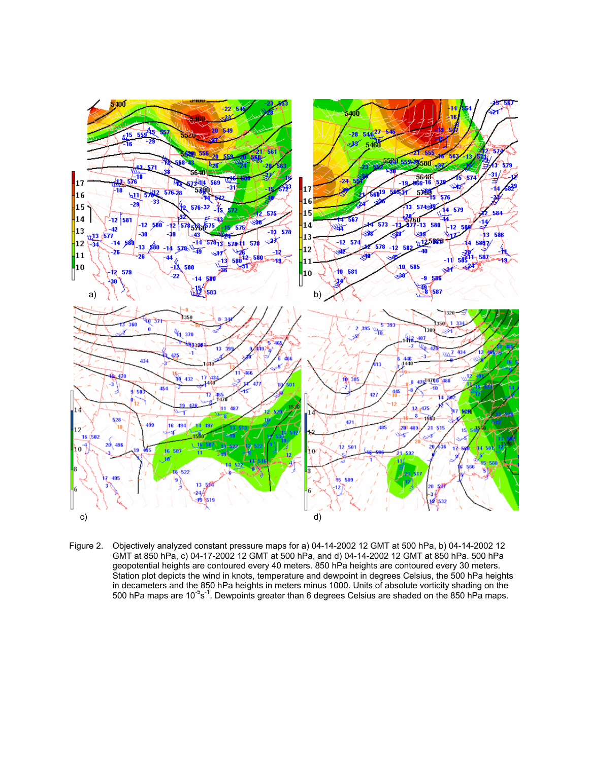Figure 2. Objectively analyzed constant pressure maps for a) 04-14-2002 12 GMT at 500 hPa, b) 04-14-2002 12 GMT at 850 hPa, c) 04-17-2002 12 GMT at 500 hPa, and d) 04-14-2002 12 GMT at 850 hPa. 500 hPa geopotential heights are contoured every 40 meters. 850 hPa heights are contoured every 30 meters. Station plot depicts the wind in knots, temperature and dewpoint in degrees Celsius, the 500 hPa heights in decameters and the 850 hPa heights in meters minus 1000. Units of absolute vorticity shading on the 500 hPa maps are $10^{-5}s^{-1}$. Dewpoints greater than 6 degrees Celsius are shaded on the 850 hPa maps.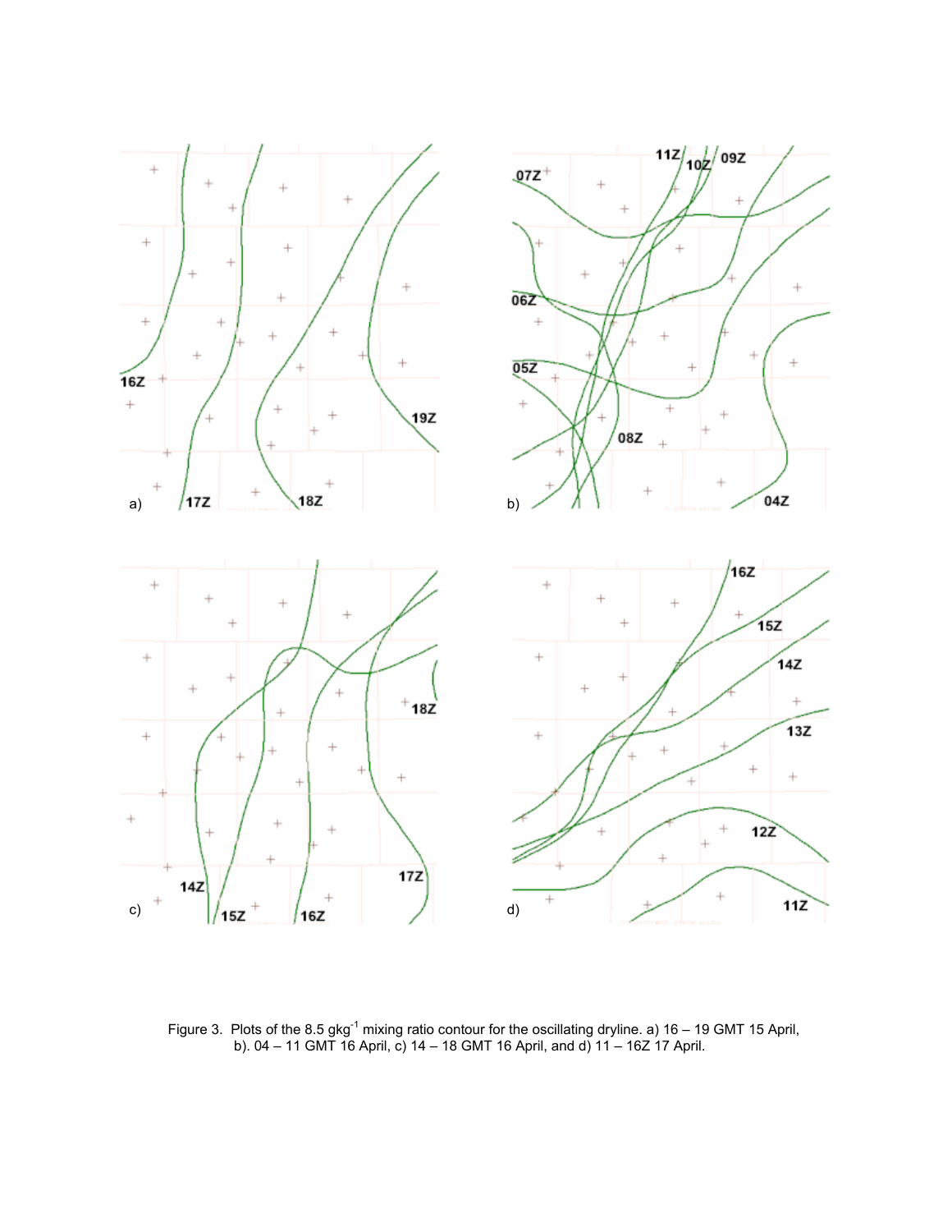Figure 3. Plots of the 8.5 $g kg^{-1}$ mixing ratio contour for the oscillating dryline. a) 16 – 19 GMT 15 April, b). 04 – 11 GMT 16 April, c) 14 – 18 GMT 16 April, and d) 11 – 16Z 17 April.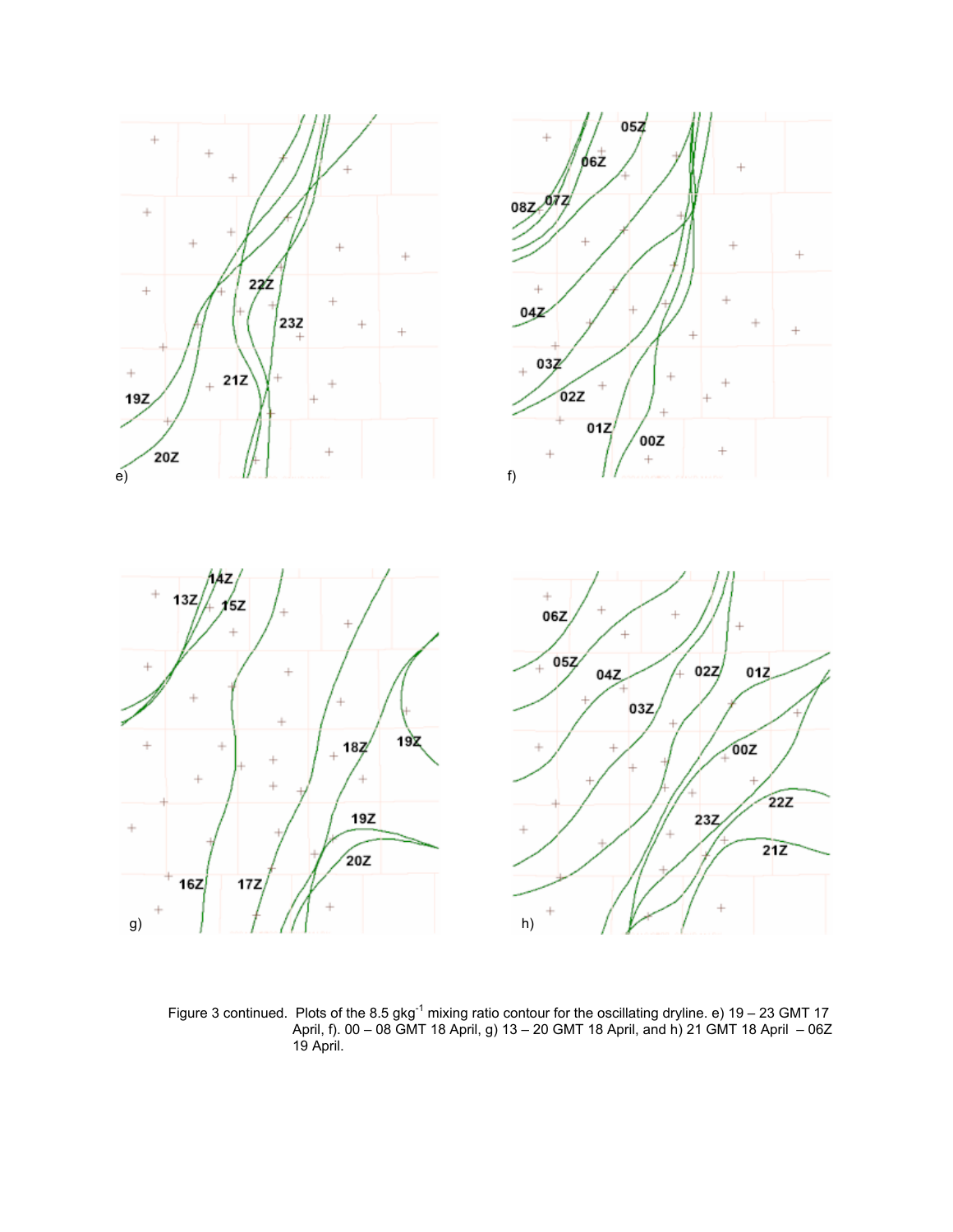Figure 3 continued. Plots of the 8.5 $gkg^{-1}$ mixing ratio contour for the oscillating dryline. e) 19 – 23 GMT 17 April, f). 00 – 08 GMT 18 April, g) 13 – 20 GMT 18 April, and h) 21 GMT 18 April – 06Z 19 April.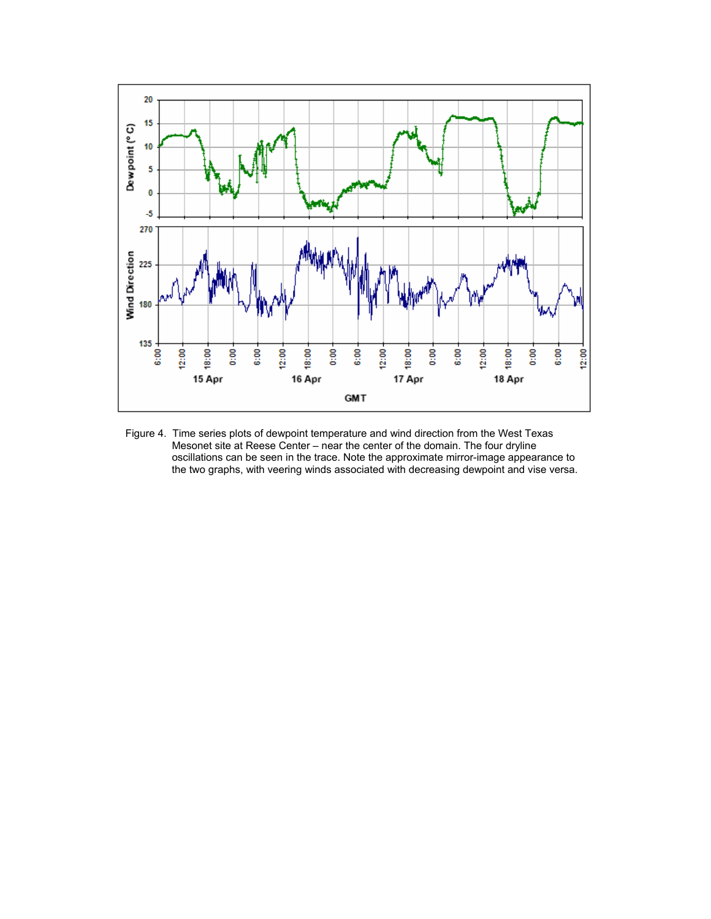Figure 4. Time series plots of dewpoint temperature and wind direction from the West Texas Mesonet site at Reese Center – near the center of the domain. The four dryline oscillations can be seen in the trace. Note the approximate mirror-image appearance to the two graphs, with veering winds associated with decreasing dewpoint and vise versa.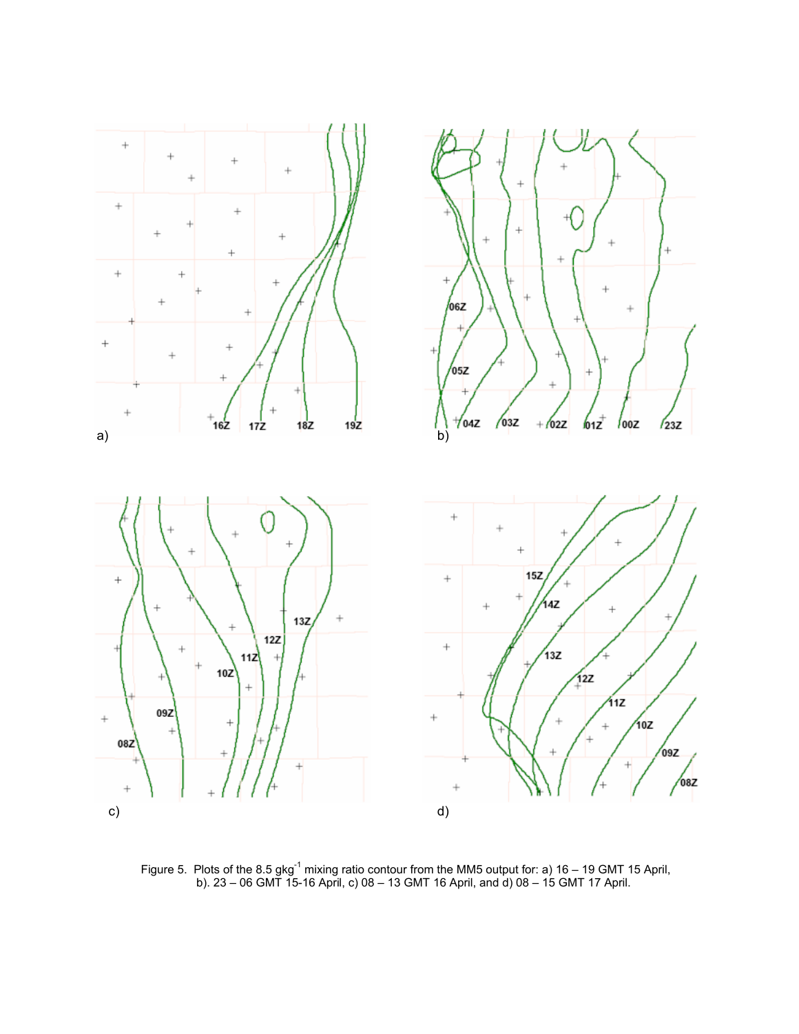Figure 5. Plots of the 8.5 $g kg^{-1}$ mixing ratio contour from the MM5 output for: a) 16 – 19 GMT 15 April, b). 23 – 06 GMT 15-16 April, c) 08 – 13 GMT 16 April, and d) 08 – 15 GMT 17 April.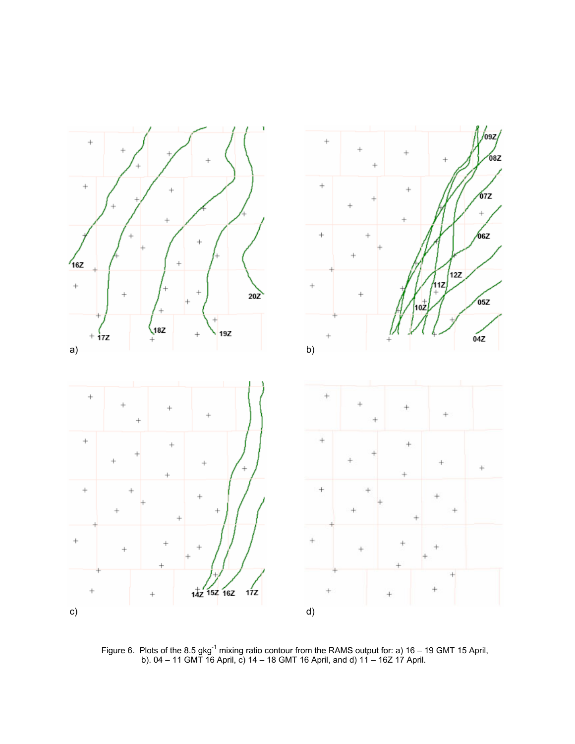Figure 6. Plots of the 8.5 $g kg^{-1}$ mixing ratio contour from the RAMS output for: a) 16 – 19 GMT 15 April, b). 04 – 11 GMT 16 April, c) 14 – 18 GMT 16 April, and d) 11 – 16Z 17 April.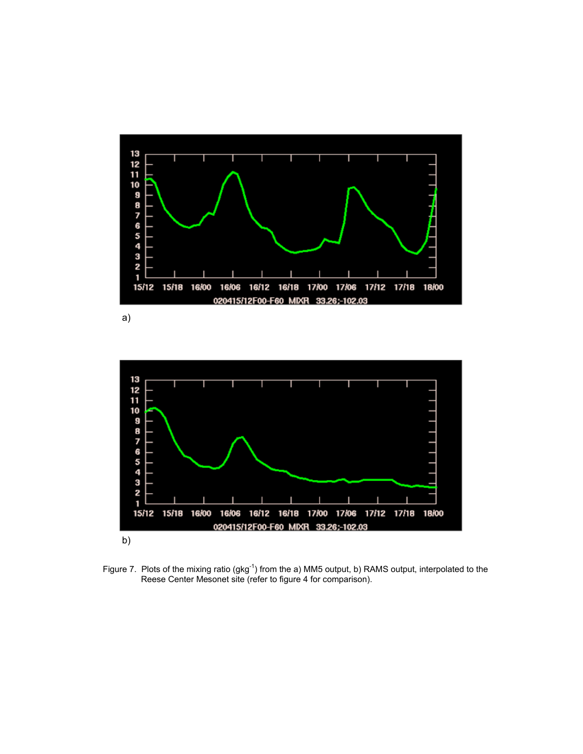a)

b)

Figure 7. Plots of the mixing ratio ($gkg^{-1}$) from the a) MM5 output, b) RAMS output, interpolated to the Reese Center Mesonet site (refer to figure 4 for comparison).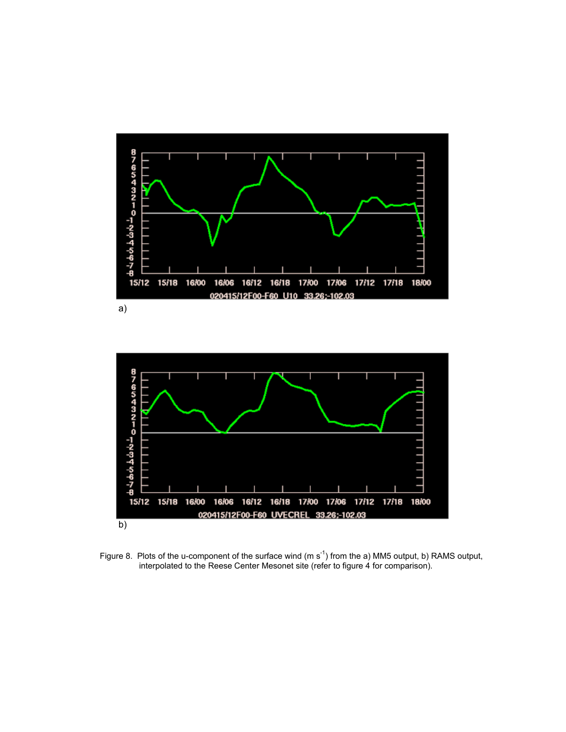8
7
6
5
4
3
2
1
0
-1
-2
-3
-4
-5
-6
-7
-8

15/12 15/18 16/00 16/06 16/12 16/18 17/00 17/06 17/12 17/18 18/00

020415/12F00-F60 U10 33.26;-102.03

a)

8
7
6
5
4
3
2
1
0
-1
-2
-3
-4
-5
-6
-7
-8

15/12 15/18 16/00 16/06 16/12 16/18 17/00 17/06 17/12 17/18 18/00

020415/12F00-F60 UVECREL 33.26;-102.03

b)

Figure 8. Plots of the u-component of the surface wind (m $s^{-1}$) from the a) MM5 output, b) RAMS output, interpolated to the Reese Center Mesonet site (refer to figure 4 for comparison).